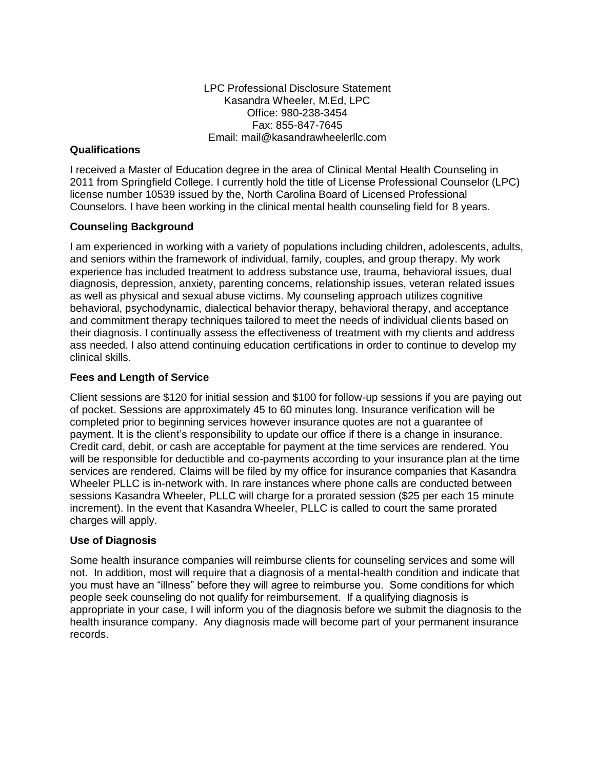LPC Professional Disclosure Statement
Kasandra Wheeler, M.Ed, LPC
Office: 980-238-3454
Fax: 855-847-7645
Email: mail@kasandrawheelerllc.com

**Qualifications**

I received a Master of Education degree in the area of Clinical Mental Health Counseling in 2011 from Springfield College. I currently hold the title of License Professional Counselor (LPC) license number 10539 issued by the, North Carolina Board of Licensed Professional Counselors. I have been working in the clinical mental health counseling field for 8 years.

**Counseling Background**

I am experienced in working with a variety of populations including children, adolescents, adults, and seniors within the framework of individual, family, couples, and group therapy. My work experience has included treatment to address substance use, trauma, behavioral issues, dual diagnosis, depression, anxiety, parenting concerns, relationship issues, veteran related issues as well as physical and sexual abuse victims. My counseling approach utilizes cognitive behavioral, psychodynamic, dialectical behavior therapy, behavioral therapy, and acceptance and commitment therapy techniques tailored to meet the needs of individual clients based on their diagnosis. I continually assess the effectiveness of treatment with my clients and address ass needed. I also attend continuing education certifications in order to continue to develop my clinical skills.

**Fees and Length of Service**

Client sessions are $120 for initial session and $100 for follow-up sessions if you are paying out of pocket. Sessions are approximately 45 to 60 minutes long. Insurance verification will be completed prior to beginning services however insurance quotes are not a guarantee of payment. It is the client's responsibility to update our office if there is a change in insurance. Credit card, debit, or cash are acceptable for payment at the time services are rendered. You will be responsible for deductible and co-payments according to your insurance plan at the time services are rendered. Claims will be filed by my office for insurance companies that Kasandra Wheeler PLLC is in-network with. In rare instances where phone calls are conducted between sessions Kasandra Wheeler, PLLC will charge for a prorated session ($25 per each 15 minute increment). In the event that Kasandra Wheeler, PLLC is called to court the same prorated charges will apply.

**Use of Diagnosis**

Some health insurance companies will reimburse clients for counseling services and some will not. In addition, most will require that a diagnosis of a mental-health condition and indicate that you must have an "illness" before they will agree to reimburse you. Some conditions for which people seek counseling do not qualify for reimbursement. If a qualifying diagnosis is appropriate in your case, I will inform you of the diagnosis before we submit the diagnosis to the health insurance company. Any diagnosis made will become part of your permanent insurance records.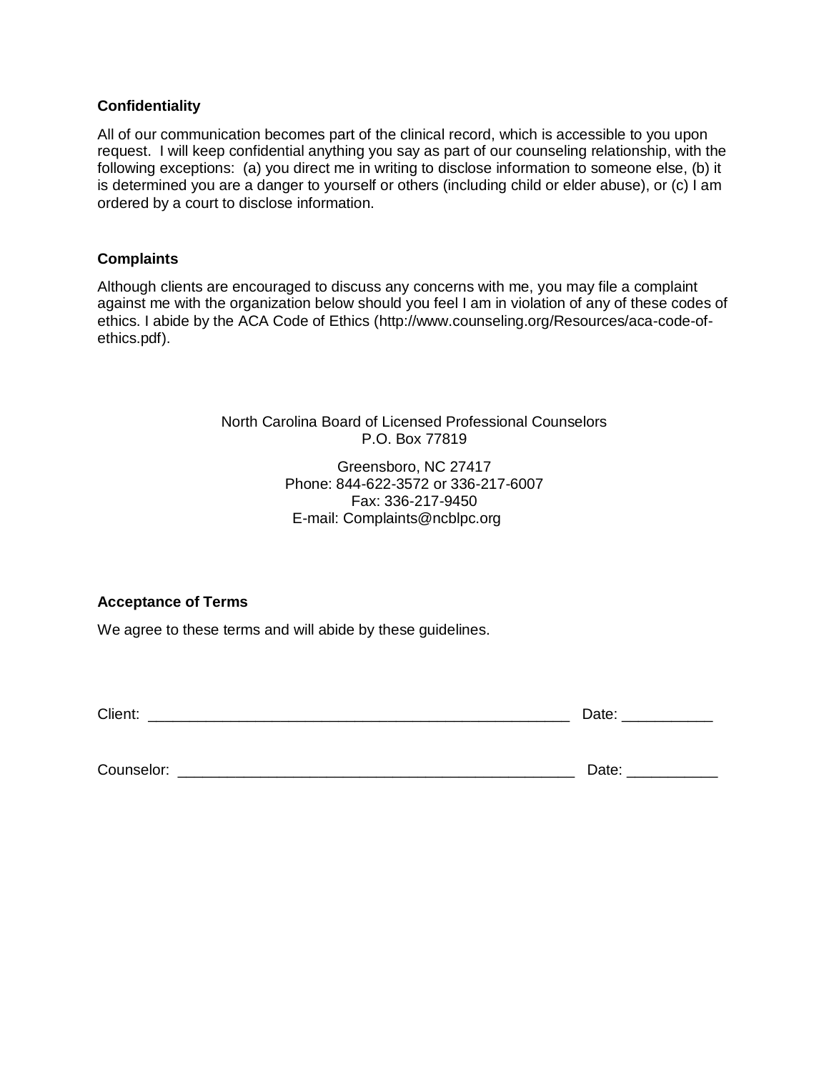### Confidentiality

All of our communication becomes part of the clinical record, which is accessible to you upon request. I will keep confidential anything you say as part of our counseling relationship, with the following exceptions: (a) you direct me in writing to disclose information to someone else, (b) it is determined you are a danger to yourself or others (including child or elder abuse), or (c) I am ordered by a court to disclose information.

### Complaints

Although clients are encouraged to discuss any concerns with me, you may file a complaint against me with the organization below should you feel I am in violation of any of these codes of ethics. I abide by the ACA Code of Ethics (http://www.counseling.org/Resources/aca-code-of-ethics.pdf).

North Carolina Board of Licensed Professional Counselors
P.O. Box 77819

Greensboro, NC 27417
Phone: 844-622-3572 or 336-217-6007
Fax: 336-217-9450
E-mail: Complaints@ncblpc.org

### Acceptance of Terms

We agree to these terms and will abide by these guidelines.

Client: ___________________________________________________ Date: ___________

Counselor: ________________________________________________ Date: ___________